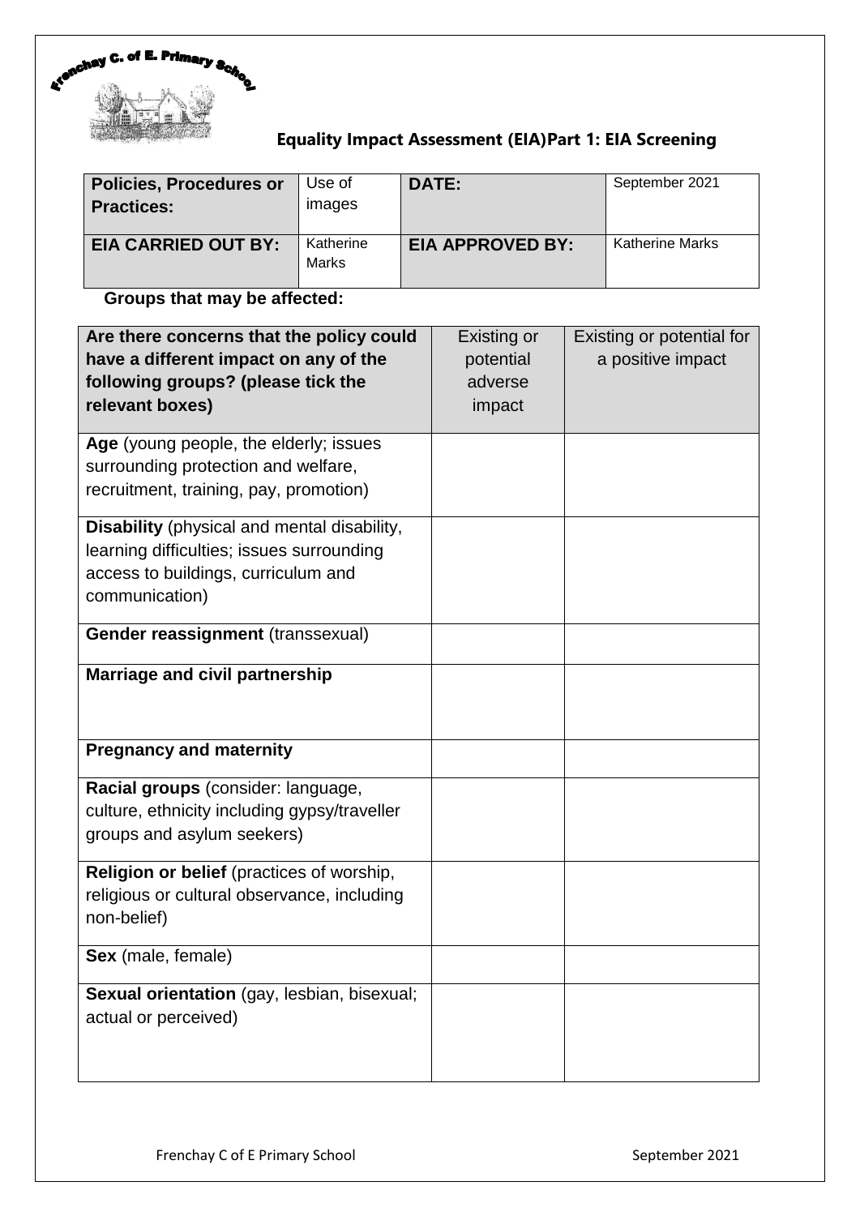Frenchay C. of E. Primary School

## Equality Impact Assessment (EIA)Part 1: EIA Screening

| **Policies, Procedures or Practices:** | Use of images | **DATE:** | September 2021 |
|---|---|---|---|
| **EIA CARRIED OUT BY:** | Katherine Marks | **EIA APPROVED BY:** | Katherine Marks |

**Groups that may be affected:**

| **Are there concerns that the policy could have a different impact on any of the following groups? (please tick the relevant boxes)** | Existing or potential adverse impact | Existing or potential for a positive impact |
|---|---|---|
| **Age** (young people, the elderly; issues surrounding protection and welfare, recruitment, training, pay, promotion) | | |
| **Disability** (physical and mental disability, learning difficulties; issues surrounding access to buildings, curriculum and communication) | | |
| **Gender reassignment** (transsexual) | | |
| **Marriage and civil partnership** | | |
| **Pregnancy and maternity** | | |
| **Racial groups** (consider: language, culture, ethnicity including gypsy/traveller groups and asylum seekers) | | |
| **Religion or belief** (practices of worship, religious or cultural observance, including non-belief) | | |
| **Sex** (male, female) | | |
| **Sexual orientation** (gay, lesbian, bisexual; actual or perceived) | | |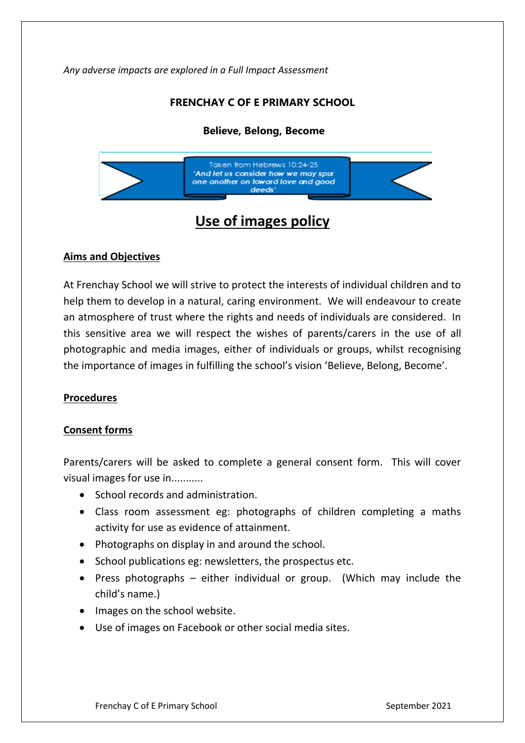*Any adverse impacts are explored in a Full Impact Assessment*

**FRENCHAY C OF E PRIMARY SCHOOL**

**Believe, Belong, Become**

Taken from Hebrews 10:24-25
*'And let us consider how we may spur one another on toward love and good deeds'*

# Use of images policy

## Aims and Objectives

At Frenchay School we will strive to protect the interests of individual children and to help them to develop in a natural, caring environment. We will endeavour to create an atmosphere of trust where the rights and needs of individuals are considered. In this sensitive area we will respect the wishes of parents/carers in the use of all photographic and media images, either of individuals or groups, whilst recognising the importance of images in fulfilling the school's vision 'Believe, Belong, Become'.

## Procedures

## Consent forms

Parents/carers will be asked to complete a general consent form. This will cover visual images for use in...........

- School records and administration.
- Class room assessment eg: photographs of children completing a maths activity for use as evidence of attainment.
- Photographs on display in and around the school.
- School publications eg: newsletters, the prospectus etc.
- Press photographs – either individual or group. (Which may include the child's name.)
- Images on the school website.
- Use of images on Facebook or other social media sites.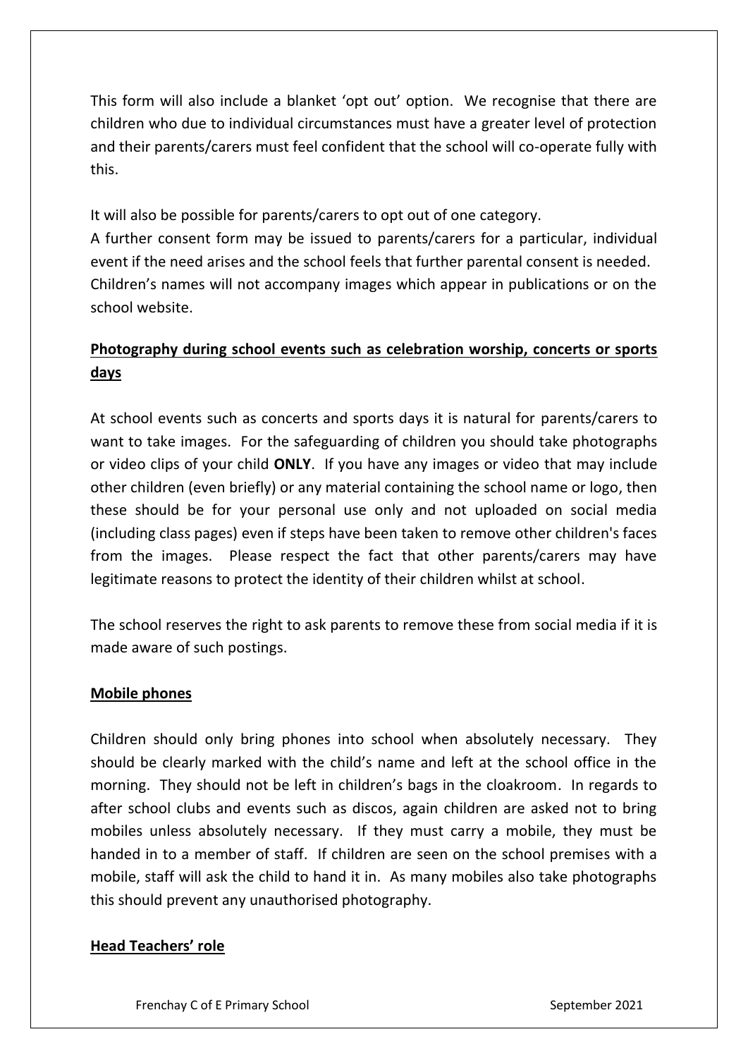This form will also include a blanket 'opt out' option. We recognise that there are children who due to individual circumstances must have a greater level of protection and their parents/carers must feel confident that the school will co-operate fully with this.

It will also be possible for parents/carers to opt out of one category.
A further consent form may be issued to parents/carers for a particular, individual event if the need arises and the school feels that further parental consent is needed.
Children's names will not accompany images which appear in publications or on the school website.

## Photography during school events such as celebration worship, concerts or sports days

At school events such as concerts and sports days it is natural for parents/carers to want to take images. For the safeguarding of children you should take photographs or video clips of your child **ONLY**. If you have any images or video that may include other children (even briefly) or any material containing the school name or logo, then these should be for your personal use only and not uploaded on social media (including class pages) even if steps have been taken to remove other children's faces from the images. Please respect the fact that other parents/carers may have legitimate reasons to protect the identity of their children whilst at school.

The school reserves the right to ask parents to remove these from social media if it is made aware of such postings.

## Mobile phones

Children should only bring phones into school when absolutely necessary. They should be clearly marked with the child's name and left at the school office in the morning. They should not be left in children's bags in the cloakroom. In regards to after school clubs and events such as discos, again children are asked not to bring mobiles unless absolutely necessary. If they must carry a mobile, they must be handed in to a member of staff. If children are seen on the school premises with a mobile, staff will ask the child to hand it in. As many mobiles also take photographs this should prevent any unauthorised photography.

## Head Teachers' role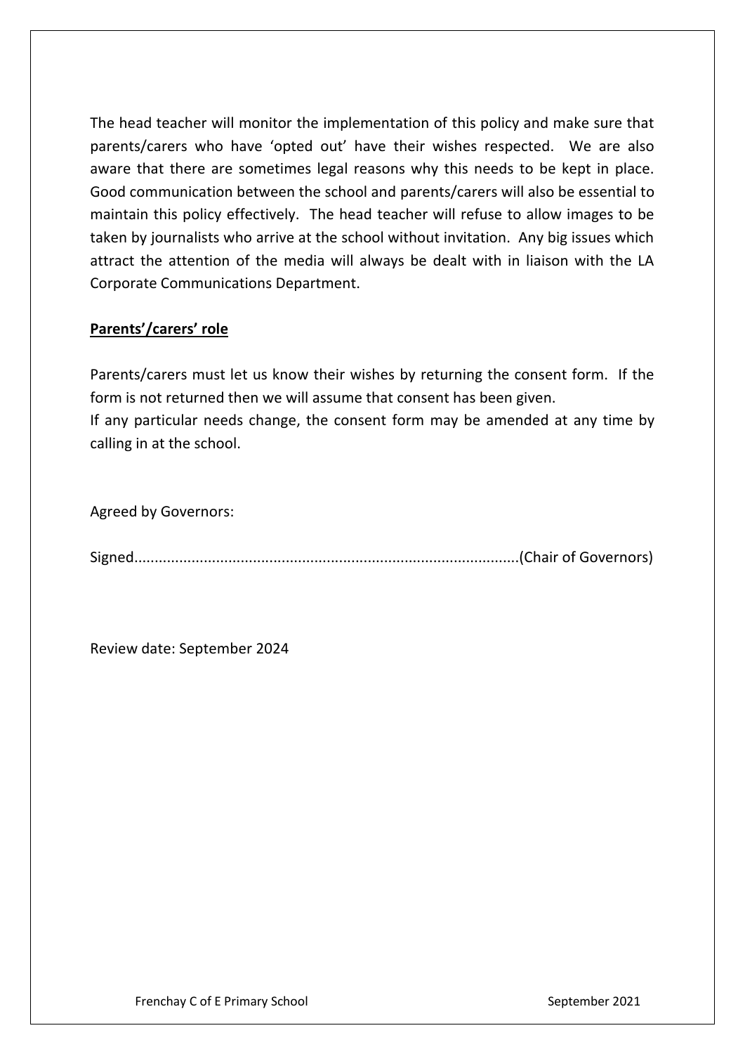The head teacher will monitor the implementation of this policy and make sure that parents/carers who have 'opted out' have their wishes respected. We are also aware that there are sometimes legal reasons why this needs to be kept in place. Good communication between the school and parents/carers will also be essential to maintain this policy effectively. The head teacher will refuse to allow images to be taken by journalists who arrive at the school without invitation. Any big issues which attract the attention of the media will always be dealt with in liaison with the LA Corporate Communications Department.

**Parents'/carers' role**

Parents/carers must let us know their wishes by returning the consent form. If the form is not returned then we will assume that consent has been given.
If any particular needs change, the consent form may be amended at any time by calling in at the school.

Agreed by Governors:

Signed............................................................................................(Chair of Governors)

Review date: September 2024